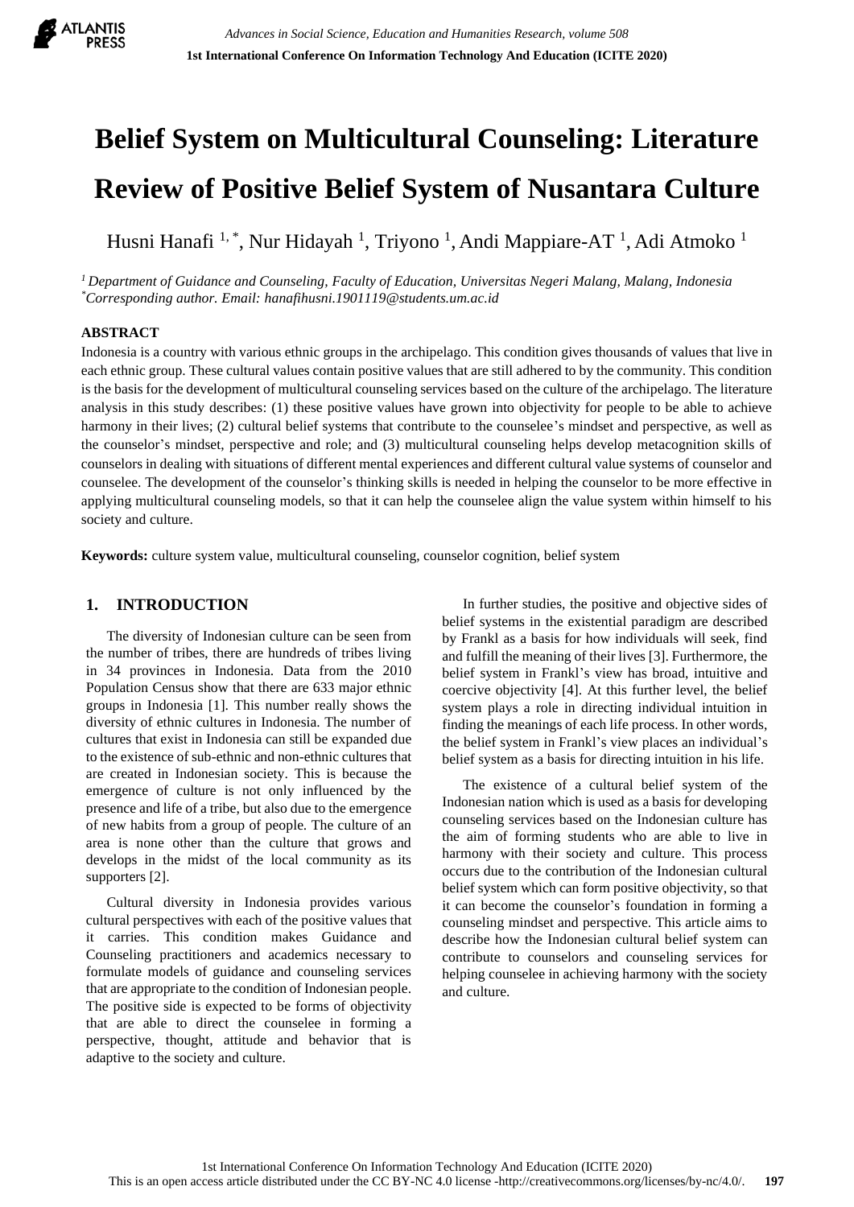# Belief System on Multicultural Counseling: Literature Review of Positive Belief System of Nusantara Culture

Husni Hanafi [1,*], Nur Hidayah [1], Triyono [1], Andi Mappiare-AT [1], Adi Atmoko [1]

[1] *Department of Guidance and Counseling, Faculty of Education, Universitas Negeri Malang, Malang, Indonesia*
[*] *Corresponding author. Email: hanafihusni.1901119@students.um.ac.id*

## ABSTRACT

Indonesia is a country with various ethnic groups in the archipelago. This condition gives thousands of values that live in each ethnic group. These cultural values contain positive values that are still adhered to by the community. This condition is the basis for the development of multicultural counseling services based on the culture of the archipelago. The literature analysis in this study describes: (1) these positive values have grown into objectivity for people to be able to achieve harmony in their lives; (2) cultural belief systems that contribute to the counselee's mindset and perspective, as well as the counselor's mindset, perspective and role; and (3) multicultural counseling helps develop metacognition skills of counselors in dealing with situations of different mental experiences and different cultural value systems of counselor and counselee. The development of the counselor's thinking skills is needed in helping the counselor to be more effective in applying multicultural counseling models, so that it can help the counselee align the value system within himself to his society and culture.

**Keywords:** culture system value, multicultural counseling, counselor cognition, belief system

## 1. INTRODUCTION

The diversity of Indonesian culture can be seen from the number of tribes, there are hundreds of tribes living in 34 provinces in Indonesia. Data from the 2010 Population Census show that there are 633 major ethnic groups in Indonesia [1]. This number really shows the diversity of ethnic cultures in Indonesia. The number of cultures that exist in Indonesia can still be expanded due to the existence of sub-ethnic and non-ethnic cultures that are created in Indonesian society. This is because the emergence of culture is not only influenced by the presence and life of a tribe, but also due to the emergence of new habits from a group of people. The culture of an area is none other than the culture that grows and develops in the midst of the local community as its supporters [2].

Cultural diversity in Indonesia provides various cultural perspectives with each of the positive values that it carries. This condition makes Guidance and Counseling practitioners and academics necessary to formulate models of guidance and counseling services that are appropriate to the condition of Indonesian people. The positive side is expected to be forms of objectivity that are able to direct the counselee in forming a perspective, thought, attitude and behavior that is adaptive to the society and culture.

In further studies, the positive and objective sides of belief systems in the existential paradigm are described by Frankl as a basis for how individuals will seek, find and fulfill the meaning of their lives [3]. Furthermore, the belief system in Frankl's view has broad, intuitive and coercive objectivity [4]. At this further level, the belief system plays a role in directing individual intuition in finding the meanings of each life process. In other words, the belief system in Frankl's view places an individual's belief system as a basis for directing intuition in his life.

The existence of a cultural belief system of the Indonesian nation which is used as a basis for developing counseling services based on the Indonesian culture has the aim of forming students who are able to live in harmony with their society and culture. This process occurs due to the contribution of the Indonesian cultural belief system which can form positive objectivity, so that it can become the counselor's foundation in forming a counseling mindset and perspective. This article aims to describe how the Indonesian cultural belief system can contribute to counselors and counseling services for helping counselee in achieving harmony with the society and culture.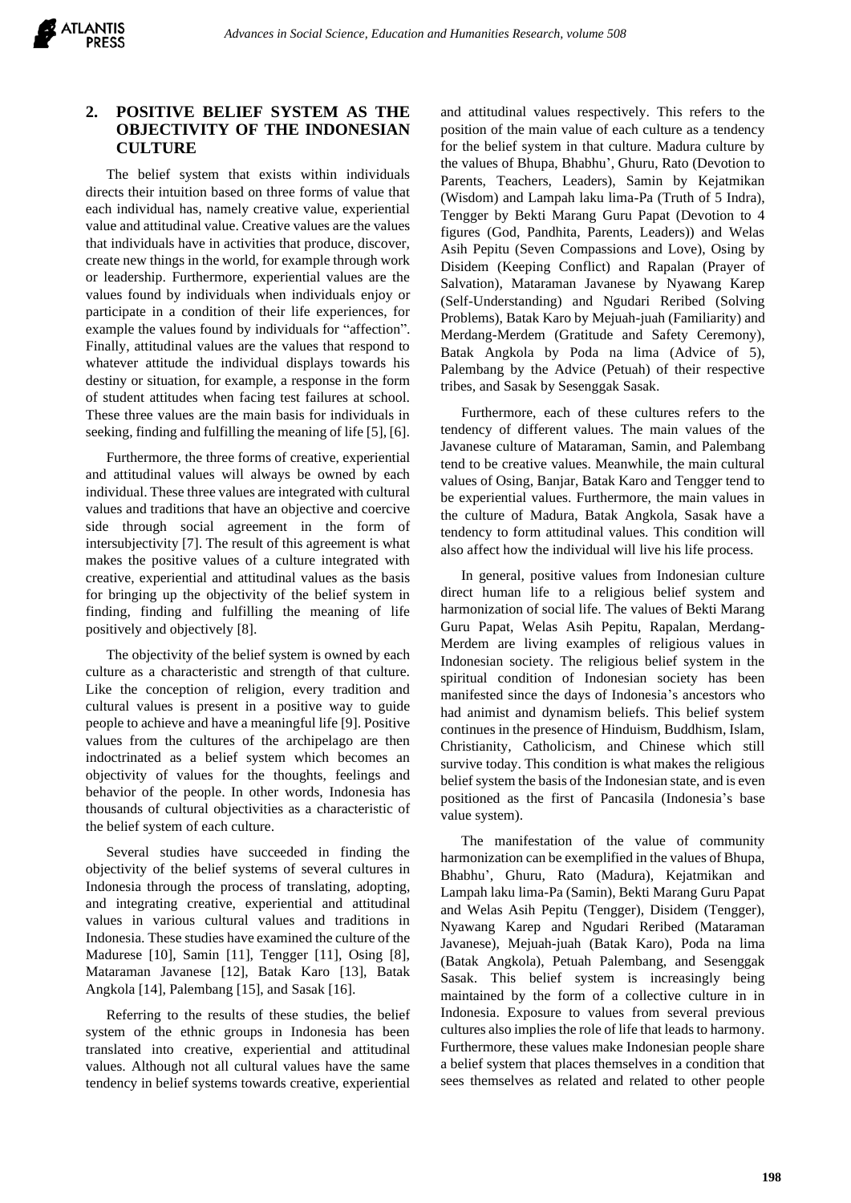## 2. POSITIVE BELIEF SYSTEM AS THE OBJECTIVITY OF THE INDONESIAN CULTURE

The belief system that exists within individuals directs their intuition based on three forms of value that each individual has, namely creative value, experiential value and attitudinal value. Creative values are the values that individuals have in activities that produce, discover, create new things in the world, for example through work or leadership. Furthermore, experiential values are the values found by individuals when individuals enjoy or participate in a condition of their life experiences, for example the values found by individuals for "affection". Finally, attitudinal values are the values that respond to whatever attitude the individual displays towards his destiny or situation, for example, a response in the form of student attitudes when facing test failures at school. These three values are the main basis for individuals in seeking, finding and fulfilling the meaning of life [5], [6].

Furthermore, the three forms of creative, experiential and attitudinal values will always be owned by each individual. These three values are integrated with cultural values and traditions that have an objective and coercive side through social agreement in the form of intersubjectivity [7]. The result of this agreement is what makes the positive values of a culture integrated with creative, experiential and attitudinal values as the basis for bringing up the objectivity of the belief system in finding, finding and fulfilling the meaning of life positively and objectively [8].

The objectivity of the belief system is owned by each culture as a characteristic and strength of that culture. Like the conception of religion, every tradition and cultural values is present in a positive way to guide people to achieve and have a meaningful life [9]. Positive values from the cultures of the archipelago are then indoctrinated as a belief system which becomes an objectivity of values for the thoughts, feelings and behavior of the people. In other words, Indonesia has thousands of cultural objectivities as a characteristic of the belief system of each culture.

Several studies have succeeded in finding the objectivity of the belief systems of several cultures in Indonesia through the process of translating, adopting, and integrating creative, experiential and attitudinal values in various cultural values and traditions in Indonesia. These studies have examined the culture of the Madurese [10], Samin [11], Tengger [11], Osing [8], Mataraman Javanese [12], Batak Karo [13], Batak Angkola [14], Palembang [15], and Sasak [16].

Referring to the results of these studies, the belief system of the ethnic groups in Indonesia has been translated into creative, experiential and attitudinal values. Although not all cultural values have the same tendency in belief systems towards creative, experiential and attitudinal values respectively. This refers to the position of the main value of each culture as a tendency for the belief system in that culture. Madura culture by the values of Bhupa, Bhabhu', Ghuru, Rato (Devotion to Parents, Teachers, Leaders), Samin by Kejatmikan (Wisdom) and Lampah laku lima-Pa (Truth of 5 Indra), Tengger by Bekti Marang Guru Papat (Devotion to 4 figures (God, Pandhita, Parents, Leaders)) and Welas Asih Pepitu (Seven Compassions and Love), Osing by Disidem (Keeping Conflict) and Rapalan (Prayer of Salvation), Mataraman Javanese by Nyawang Karep (Self-Understanding) and Ngudari Reribed (Solving Problems), Batak Karo by Mejuah-juah (Familiarity) and Merdang-Merdem (Gratitude and Safety Ceremony), Batak Angkola by Poda na lima (Advice of 5), Palembang by the Advice (Petuah) of their respective tribes, and Sasak by Sesenggak Sasak.

Furthermore, each of these cultures refers to the tendency of different values. The main values of the Javanese culture of Mataraman, Samin, and Palembang tend to be creative values. Meanwhile, the main cultural values of Osing, Banjar, Batak Karo and Tengger tend to be experiential values. Furthermore, the main values in the culture of Madura, Batak Angkola, Sasak have a tendency to form attitudinal values. This condition will also affect how the individual will live his life process.

In general, positive values from Indonesian culture direct human life to a religious belief system and harmonization of social life. The values of Bekti Marang Guru Papat, Welas Asih Pepitu, Rapalan, Merdang-Merdem are living examples of religious values in Indonesian society. The religious belief system in the spiritual condition of Indonesian society has been manifested since the days of Indonesia's ancestors who had animist and dynamism beliefs. This belief system continues in the presence of Hinduism, Buddhism, Islam, Christianity, Catholicism, and Chinese which still survive today. This condition is what makes the religious belief system the basis of the Indonesian state, and is even positioned as the first of Pancasila (Indonesia's base value system).

The manifestation of the value of community harmonization can be exemplified in the values of Bhupa, Bhabhu', Ghuru, Rato (Madura), Kejatmikan and Lampah laku lima-Pa (Samin), Bekti Marang Guru Papat and Welas Asih Pepitu (Tengger), Disidem (Tengger), Nyawang Karep and Ngudari Reribed (Mataraman Javanese), Mejuah-juah (Batak Karo), Poda na lima (Batak Angkola), Petuah Palembang, and Sesenggak Sasak. This belief system is increasingly being maintained by the form of a collective culture in in Indonesia. Exposure to values from several previous cultures also implies the role of life that leads to harmony. Furthermore, these values make Indonesian people share a belief system that places themselves in a condition that sees themselves as related and related to other people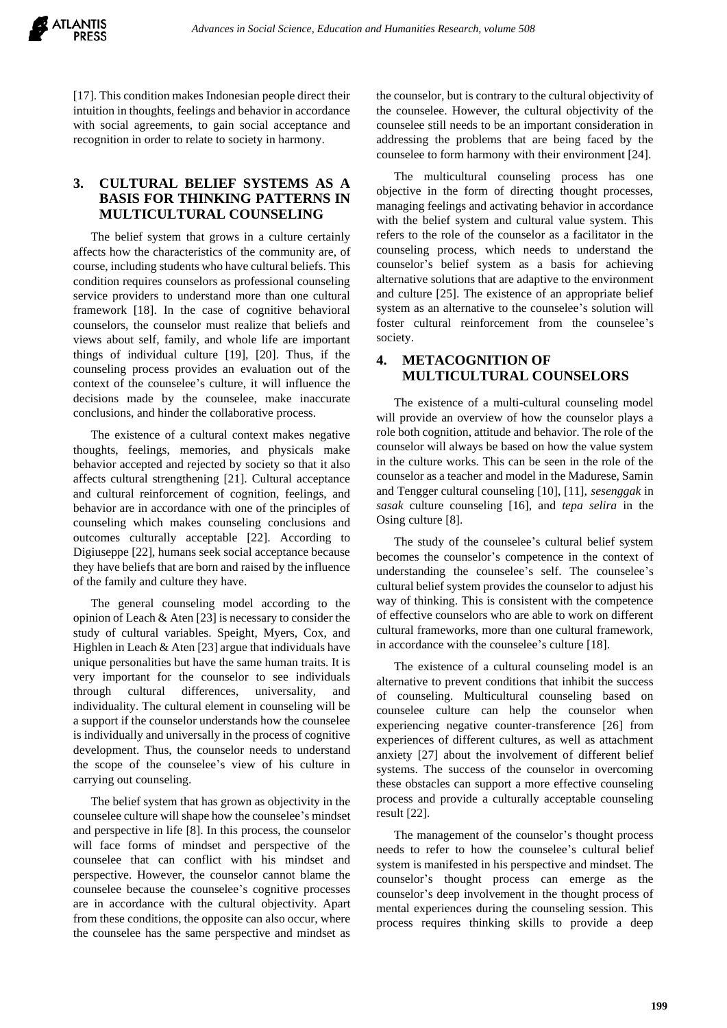[17]. This condition makes Indonesian people direct their intuition in thoughts, feelings and behavior in accordance with social agreements, to gain social acceptance and recognition in order to relate to society in harmony.

## 3. CULTURAL BELIEF SYSTEMS AS A BASIS FOR THINKING PATTERNS IN MULTICULTURAL COUNSELING

The belief system that grows in a culture certainly affects how the characteristics of the community are, of course, including students who have cultural beliefs. This condition requires counselors as professional counseling service providers to understand more than one cultural framework [18]. In the case of cognitive behavioral counselors, the counselor must realize that beliefs and views about self, family, and whole life are important things of individual culture [19], [20]. Thus, if the counseling process provides an evaluation out of the context of the counselee's culture, it will influence the decisions made by the counselee, make inaccurate conclusions, and hinder the collaborative process.

The existence of a cultural context makes negative thoughts, feelings, memories, and physicals make behavior accepted and rejected by society so that it also affects cultural strengthening [21]. Cultural acceptance and cultural reinforcement of cognition, feelings, and behavior are in accordance with one of the principles of counseling which makes counseling conclusions and outcomes culturally acceptable [22]. According to Digiuseppe [22], humans seek social acceptance because they have beliefs that are born and raised by the influence of the family and culture they have.

The general counseling model according to the opinion of Leach & Aten [23] is necessary to consider the study of cultural variables. Speight, Myers, Cox, and Highlen in Leach & Aten [23] argue that individuals have unique personalities but have the same human traits. It is very important for the counselor to see individuals through cultural differences, universality, and individuality. The cultural element in counseling will be a support if the counselor understands how the counselee is individually and universally in the process of cognitive development. Thus, the counselor needs to understand the scope of the counselee's view of his culture in carrying out counseling.

The belief system that has grown as objectivity in the counselee culture will shape how the counselee's mindset and perspective in life [8]. In this process, the counselor will face forms of mindset and perspective of the counselee that can conflict with his mindset and perspective. However, the counselor cannot blame the counselee because the counselee's cognitive processes are in accordance with the cultural objectivity. Apart from these conditions, the opposite can also occur, where the counselee has the same perspective and mindset as the counselor, but is contrary to the cultural objectivity of the counselee. However, the cultural objectivity of the counselee still needs to be an important consideration in addressing the problems that are being faced by the counselee to form harmony with their environment [24].

The multicultural counseling process has one objective in the form of directing thought processes, managing feelings and activating behavior in accordance with the belief system and cultural value system. This refers to the role of the counselor as a facilitator in the counseling process, which needs to understand the counselor's belief system as a basis for achieving alternative solutions that are adaptive to the environment and culture [25]. The existence of an appropriate belief system as an alternative to the counselee's solution will foster cultural reinforcement from the counselee's society.

## 4. METACOGNITION OF MULTICULTURAL COUNSELORS

The existence of a multi-cultural counseling model will provide an overview of how the counselor plays a role both cognition, attitude and behavior. The role of the counselor will always be based on how the value system in the culture works. This can be seen in the role of the counselor as a teacher and model in the Madurese, Samin and Tengger cultural counseling [10], [11], *sesenggak* in *sasak* culture counseling [16], and *tepa selira* in the Osing culture [8].

The study of the counselee's cultural belief system becomes the counselor's competence in the context of understanding the counselee's self. The counselee's cultural belief system provides the counselor to adjust his way of thinking. This is consistent with the competence of effective counselors who are able to work on different cultural frameworks, more than one cultural framework, in accordance with the counselee's culture [18].

The existence of a cultural counseling model is an alternative to prevent conditions that inhibit the success of counseling. Multicultural counseling based on counselee culture can help the counselor when experiencing negative counter-transference [26] from experiences of different cultures, as well as attachment anxiety [27] about the involvement of different belief systems. The success of the counselor in overcoming these obstacles can support a more effective counseling process and provide a culturally acceptable counseling result [22].

The management of the counselor's thought process needs to refer to how the counselee's cultural belief system is manifested in his perspective and mindset. The counselor's thought process can emerge as the counselor's deep involvement in the thought process of mental experiences during the counseling session. This process requires thinking skills to provide a deep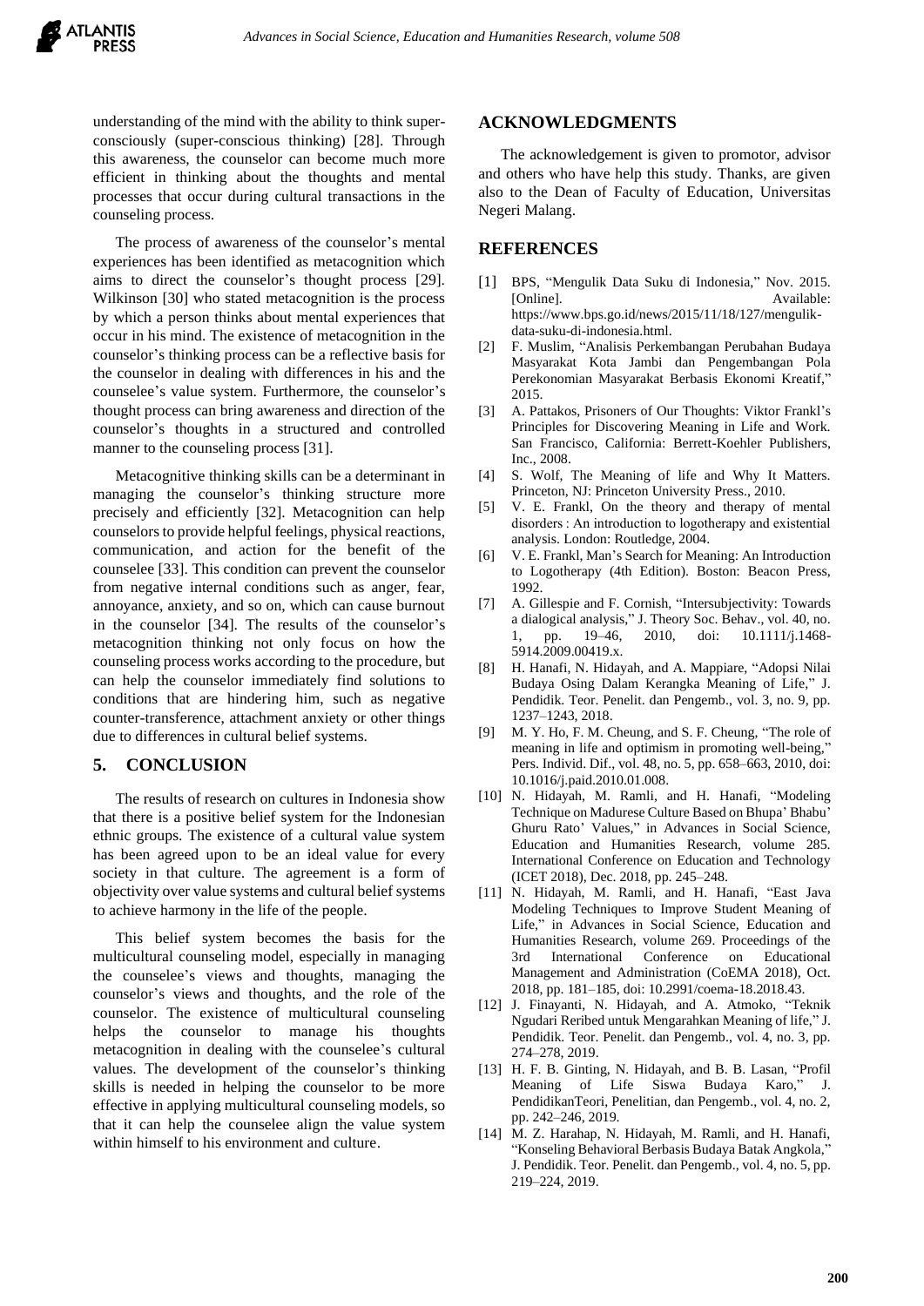understanding of the mind with the ability to think super-consciously (super-conscious thinking) [28]. Through this awareness, the counselor can become much more efficient in thinking about the thoughts and mental processes that occur during cultural transactions in the counseling process.

The process of awareness of the counselor's mental experiences has been identified as metacognition which aims to direct the counselor's thought process [29]. Wilkinson [30] who stated metacognition is the process by which a person thinks about mental experiences that occur in his mind. The existence of metacognition in the counselor's thinking process can be a reflective basis for the counselor in dealing with differences in his and the counselee's value system. Furthermore, the counselor's thought process can bring awareness and direction of the counselor's thoughts in a structured and controlled manner to the counseling process [31].

Metacognitive thinking skills can be a determinant in managing the counselor's thinking structure more precisely and efficiently [32]. Metacognition can help counselors to provide helpful feelings, physical reactions, communication, and action for the benefit of the counselee [33]. This condition can prevent the counselor from negative internal conditions such as anger, fear, annoyance, anxiety, and so on, which can cause burnout in the counselor [34]. The results of the counselor's metacognition thinking not only focus on how the counseling process works according to the procedure, but can help the counselor immediately find solutions to conditions that are hindering him, such as negative counter-transference, attachment anxiety or other things due to differences in cultural belief systems.

## 5. CONCLUSION

The results of research on cultures in Indonesia show that there is a positive belief system for the Indonesian ethnic groups. The existence of a cultural value system has been agreed upon to be an ideal value for every society in that culture. The agreement is a form of objectivity over value systems and cultural belief systems to achieve harmony in the life of the people.

This belief system becomes the basis for the multicultural counseling model, especially in managing the counselee's views and thoughts, managing the counselor's views and thoughts, and the role of the counselor. The existence of multicultural counseling helps the counselor to manage his thoughts metacognition in dealing with the counselee's cultural values. The development of the counselor's thinking skills is needed in helping the counselor to be more effective in applying multicultural counseling models, so that it can help the counselee align the value system within himself to his environment and culture.

## ACKNOWLEDGMENTS

The acknowledgement is given to promotor, advisor and others who have help this study. Thanks, are given also to the Dean of Faculty of Education, Universitas Negeri Malang.

## REFERENCES

[1] BPS, "Mengulik Data Suku di Indonesia," Nov. 2015. [Online]. Available: https://www.bps.go.id/news/2015/11/18/127/mengulik-data-suku-di-indonesia.html.

[2] F. Muslim, "Analisis Perkembangan Perubahan Budaya Masyarakat Kota Jambi dan Pengembangan Pola Perekonomian Masyarakat Berbasis Ekonomi Kreatif," 2015.

[3] A. Pattakos, Prisoners of Our Thoughts: Viktor Frankl's Principles for Discovering Meaning in Life and Work. San Francisco, California: Berrett-Koehler Publishers, Inc., 2008.

[4] S. Wolf, The Meaning of life and Why It Matters. Princeton, NJ: Princeton University Press., 2010.

[5] V. E. Frankl, On the theory and therapy of mental disorders : An introduction to logotherapy and existential analysis. London: Routledge, 2004.

[6] V. E. Frankl, Man's Search for Meaning: An Introduction to Logotherapy (4th Edition). Boston: Beacon Press, 1992.

[7] A. Gillespie and F. Cornish, "Intersubjectivity: Towards a dialogical analysis," J. Theory Soc. Behav., vol. 40, no. 1, pp. 19–46, 2010, doi: 10.1111/j.1468-5914.2009.00419.x.

[8] H. Hanafi, N. Hidayah, and A. Mappiare, "Adopsi Nilai Budaya Osing Dalam Kerangka Meaning of Life," J. Pendidik. Teor. Penelit. dan Pengemb., vol. 3, no. 9, pp. 1237–1243, 2018.

[9] M. Y. Ho, F. M. Cheung, and S. F. Cheung, "The role of meaning in life and optimism in promoting well-being," Pers. Individ. Dif., vol. 48, no. 5, pp. 658–663, 2010, doi: 10.1016/j.paid.2010.01.008.

[10] N. Hidayah, M. Ramli, and H. Hanafi, "Modeling Technique on Madurese Culture Based on Bhupa' Bhabu' Ghuru Rato' Values," in Advances in Social Science, Education and Humanities Research, volume 285. International Conference on Education and Technology (ICET 2018), Dec. 2018, pp. 245–248.

[11] N. Hidayah, M. Ramli, and H. Hanafi, "East Java Modeling Techniques to Improve Student Meaning of Life," in Advances in Social Science, Education and Humanities Research, volume 269. Proceedings of the 3rd International Conference on Educational Management and Administration (CoEMA 2018), Oct. 2018, pp. 181–185, doi: 10.2991/coema-18.2018.43.

[12] J. Finayanti, N. Hidayah, and A. Atmoko, "Teknik Ngudari Reribed untuk Mengarahkan Meaning of life," J. Pendidik. Teor. Penelit. dan Pengemb., vol. 4, no. 3, pp. 274–278, 2019.

[13] H. F. B. Ginting, N. Hidayah, and B. B. Lasan, "Profil Meaning of Life Siswa Budaya Karo," J. PendidikanTeori, Penelitian, dan Pengemb., vol. 4, no. 2, pp. 242–246, 2019.

[14] M. Z. Harahap, N. Hidayah, M. Ramli, and H. Hanafi, "Konseling Behavioral Berbasis Budaya Batak Angkola," J. Pendidik. Teor. Penelit. dan Pengemb., vol. 4, no. 5, pp. 219–224, 2019.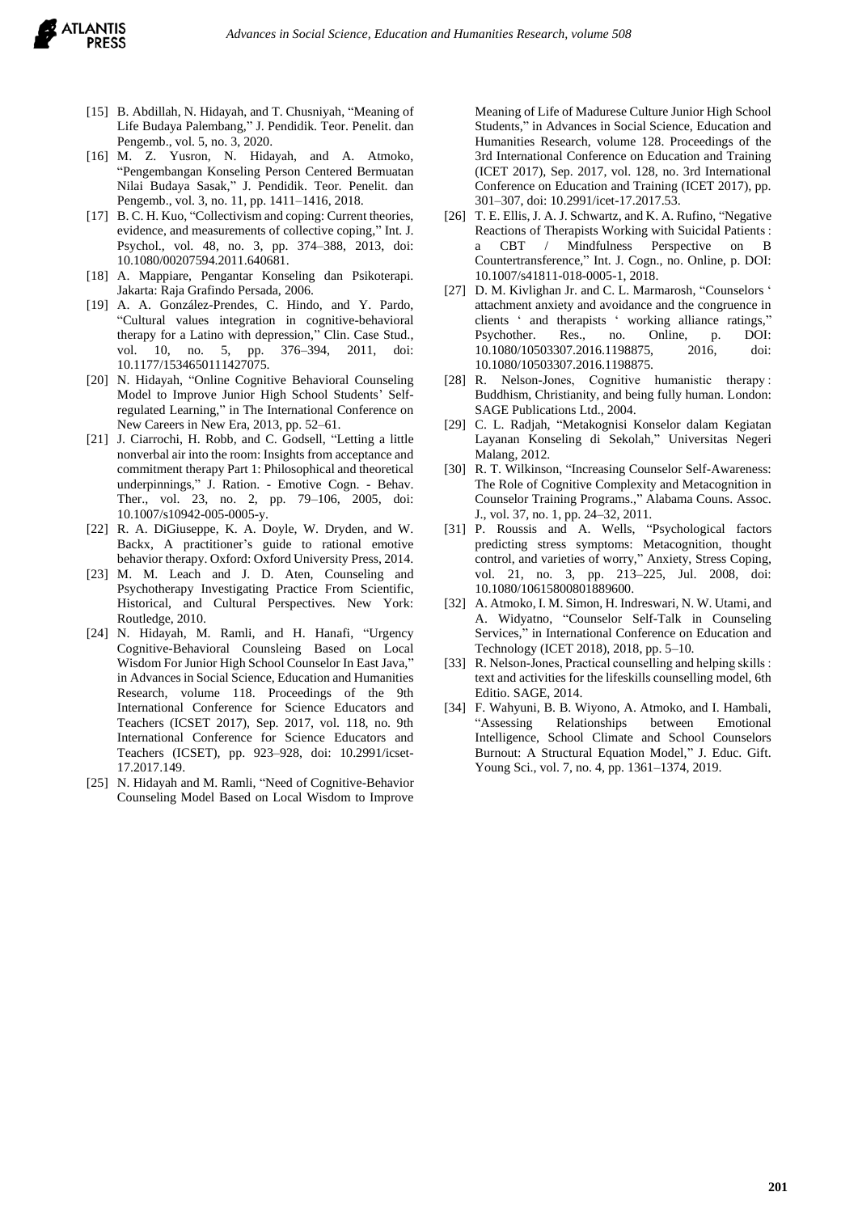[15] B. Abdillah, N. Hidayah, and T. Chusniyah, "Meaning of Life Budaya Palembang," J. Pendidik. Teor. Penelit. dan Pengemb., vol. 5, no. 3, 2020.

[16] M. Z. Yusron, N. Hidayah, and A. Atmoko, "Pengembangan Konseling Person Centered Bermuatan Nilai Budaya Sasak," J. Pendidik. Teor. Penelit. dan Pengemb., vol. 3, no. 11, pp. 1411–1416, 2018.

[17] B. C. H. Kuo, "Collectivism and coping: Current theories, evidence, and measurements of collective coping," Int. J. Psychol., vol. 48, no. 3, pp. 374–388, 2013, doi: 10.1080/00207594.2011.640681.

[18] A. Mappiare, Pengantar Konseling dan Psikoterapi. Jakarta: Raja Grafindo Persada, 2006.

[19] A. A. González-Prendes, C. Hindo, and Y. Pardo, "Cultural values integration in cognitive-behavioral therapy for a Latino with depression," Clin. Case Stud., vol. 10, no. 5, pp. 376–394, 2011, doi: 10.1177/1534650111427075.

[20] N. Hidayah, "Online Cognitive Behavioral Counseling Model to Improve Junior High School Students' Self-regulated Learning," in The International Conference on New Careers in New Era, 2013, pp. 52–61.

[21] J. Ciarrochi, H. Robb, and C. Godsell, "Letting a little nonverbal air into the room: Insights from acceptance and commitment therapy Part 1: Philosophical and theoretical underpinnings," J. Ration. - Emotive Cogn. - Behav. Ther., vol. 23, no. 2, pp. 79–106, 2005, doi: 10.1007/s10942-005-0005-y.

[22] R. A. DiGiuseppe, K. A. Doyle, W. Dryden, and W. Backx, A practitioner's guide to rational emotive behavior therapy. Oxford: Oxford University Press, 2014.

[23] M. M. Leach and J. D. Aten, Counseling and Psychotherapy Investigating Practice From Scientific, Historical, and Cultural Perspectives. New York: Routledge, 2010.

[24] N. Hidayah, M. Ramli, and H. Hanafi, "Urgency Cognitive-Behavioral Counsleing Based on Local Wisdom For Junior High School Counselor In East Java," in Advances in Social Science, Education and Humanities Research, volume 118. Proceedings of the 9th International Conference for Science Educators and Teachers (ICSET 2017), Sep. 2017, vol. 118, no. 9th International Conference for Science Educators and Teachers (ICSET), pp. 923–928, doi: 10.2991/icset-17.2017.149.

[25] N. Hidayah and M. Ramli, "Need of Cognitive-Behavior Counseling Model Based on Local Wisdom to Improve Meaning of Life of Madurese Culture Junior High School Students," in Advances in Social Science, Education and Humanities Research, volume 128. Proceedings of the 3rd International Conference on Education and Training (ICET 2017), Sep. 2017, vol. 128, no. 3rd International Conference on Education and Training (ICET 2017), pp. 301–307, doi: 10.2991/icet-17.2017.53.

[26] T. E. Ellis, J. A. J. Schwartz, and K. A. Rufino, "Negative Reactions of Therapists Working with Suicidal Patients : a CBT / Mindfulness Perspective on B Countertransference," Int. J. Cogn., no. Online, p. DOI: 10.1007/s41811-018-0005-1, 2018.

[27] D. M. Kivlighan Jr. and C. L. Marmarosh, "Counselors ' attachment anxiety and avoidance and the congruence in clients ' and therapists ' working alliance ratings," Psychother. Res., no. Online, p. DOI: 10.1080/10503307.2016.1198875, 2016, doi: 10.1080/10503307.2016.1198875.

[28] R. Nelson-Jones, Cognitive humanistic therapy : Buddhism, Christianity, and being fully human. London: SAGE Publications Ltd., 2004.

[29] C. L. Radjah, "Metakognisi Konselor dalam Kegiatan Layanan Konseling di Sekolah," Universitas Negeri Malang, 2012.

[30] R. T. Wilkinson, "Increasing Counselor Self-Awareness: The Role of Cognitive Complexity and Metacognition in Counselor Training Programs.," Alabama Couns. Assoc. J., vol. 37, no. 1, pp. 24–32, 2011.

[31] P. Roussis and A. Wells, "Psychological factors predicting stress symptoms: Metacognition, thought control, and varieties of worry," Anxiety, Stress Coping, vol. 21, no. 3, pp. 213–225, Jul. 2008, doi: 10.1080/10615800801889600.

[32] A. Atmoko, I. M. Simon, H. Indreswari, N. W. Utami, and A. Widyatno, "Counselor Self-Talk in Counseling Services," in International Conference on Education and Technology (ICET 2018), 2018, pp. 5–10.

[33] R. Nelson-Jones, Practical counselling and helping skills : text and activities for the lifeskills counselling model, 6th Editio. SAGE, 2014.

[34] F. Wahyuni, B. B. Wiyono, A. Atmoko, and I. Hambali, "Assessing Relationships between Emotional Intelligence, School Climate and School Counselors Burnout: A Structural Equation Model," J. Educ. Gift. Young Sci., vol. 7, no. 4, pp. 1361–1374, 2019.